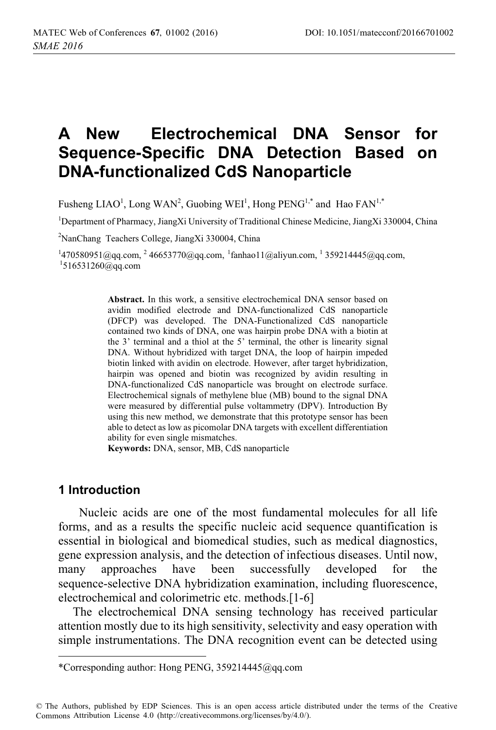# A New Electrochemical DNA Sensor for Sequence-Specific DNA Detection Based on DNA-functionalized CdS Nanoparticle

Fusheng LIAO[1], Long WAN[2], Guobing WEI[1], Hong PENG[1,*] and Hao FAN[1,*]

[1]Department of Pharmacy, JiangXi University of Traditional Chinese Medicine, JiangXi 330004, China

[2]NanChang Teachers College, JiangXi 330004, China

[1]470580951@qq.com, [2] 46653770@qq.com, [1]fanhao11@aliyun.com, [1] 359214445@qq.com, [1]516531260@qq.com

**Abstract.** In this work, a sensitive electrochemical DNA sensor based on avidin modified electrode and DNA-functionalized CdS nanoparticle (DFCP) was developed. The DNA-Functionalized CdS nanoparticle contained two kinds of DNA, one was hairpin probe DNA with a biotin at the 3' terminal and a thiol at the 5' terminal, the other is linearity signal DNA. Without hybridized with target DNA, the loop of hairpin impeded biotin linked with avidin on electrode. However, after target hybridization, hairpin was opened and biotin was recognized by avidin resulting in DNA-functionalized CdS nanoparticle was brought on electrode surface. Electrochemical signals of methylene blue (MB) bound to the signal DNA were measured by differential pulse voltammetry (DPV). Introduction By using this new method, we demonstrate that this prototype sensor has been able to detect as low as picomolar DNA targets with excellent differentiation ability for even single mismatches.

**Keywords:** DNA, sensor, MB, CdS nanoparticle

## 1 Introduction

Nucleic acids are one of the most fundamental molecules for all life forms, and as a results the specific nucleic acid sequence quantification is essential in biological and biomedical studies, such as medical diagnostics, gene expression analysis, and the detection of infectious diseases. Until now, many approaches have been successfully developed for the sequence-selective DNA hybridization examination, including fluorescence, electrochemical and colorimetric etc. methods.[1-6]

The electrochemical DNA sensing technology has received particular attention mostly due to its high sensitivity, selectivity and easy operation with simple instrumentations. The DNA recognition event can be detected using

*Corresponding author: Hong PENG, 359214445@qq.com

© The Authors, published by EDP Sciences. This is an open access article distributed under the terms of the Creative Commons Attribution License 4.0 (http://creativecommons.org/licenses/by/4.0/).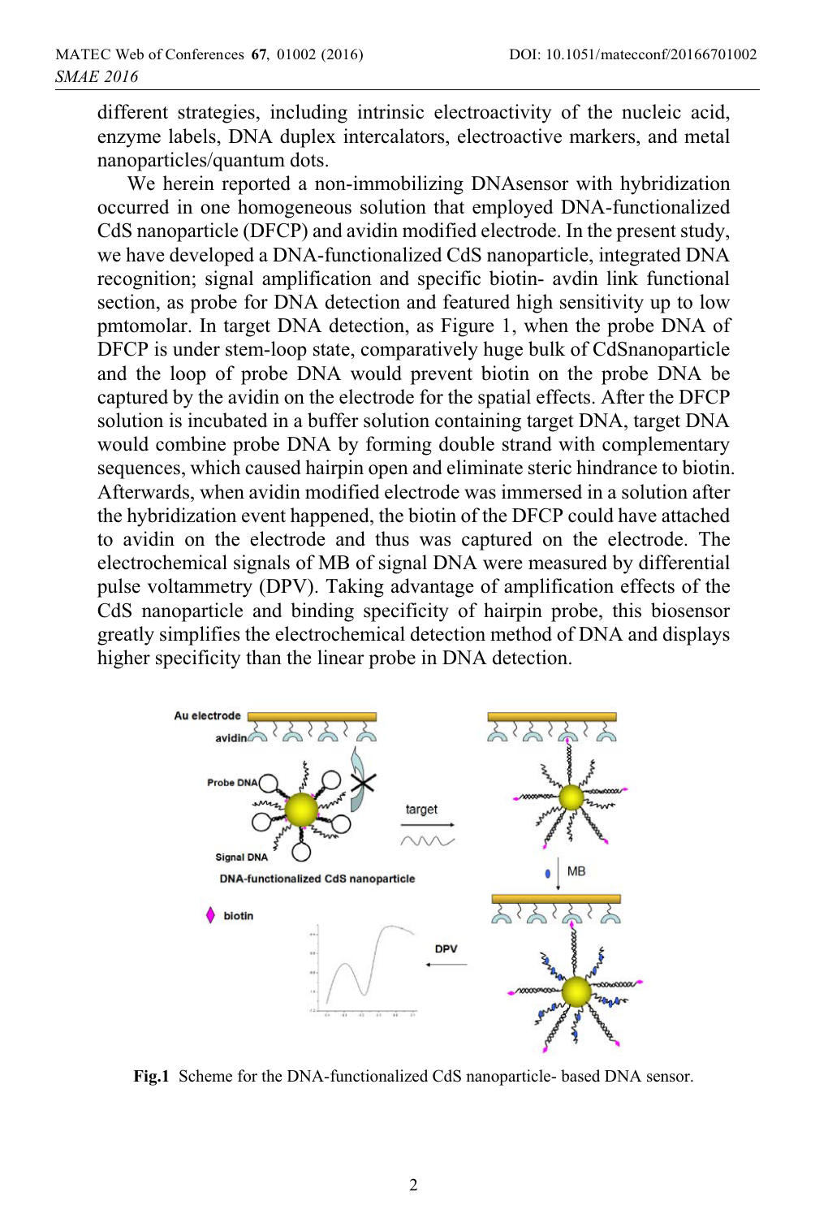different strategies, including intrinsic electroactivity of the nucleic acid, enzyme labels, DNA duplex intercalators, electroactive markers, and metal nanoparticles/quantum dots.

We herein reported a non-immobilizing DNAsensor with hybridization occurred in one homogeneous solution that employed DNA-functionalized CdS nanoparticle (DFCP) and avidin modified electrode. In the present study, we have developed a DNA-functionalized CdS nanoparticle, integrated DNA recognition; signal amplification and specific biotin- avdin link functional section, as probe for DNA detection and featured high sensitivity up to low pmtomolar. In target DNA detection, as Figure 1, when the probe DNA of DFCP is under stem-loop state, comparatively huge bulk of CdSnanoparticle and the loop of probe DNA would prevent biotin on the probe DNA be captured by the avidin on the electrode for the spatial effects. After the DFCP solution is incubated in a buffer solution containing target DNA, target DNA would combine probe DNA by forming double strand with complementary sequences, which caused hairpin open and eliminate steric hindrance to biotin. Afterwards, when avidin modified electrode was immersed in a solution after the hybridization event happened, the biotin of the DFCP could have attached to avidin on the electrode and thus was captured on the electrode. The electrochemical signals of MB of signal DNA were measured by differential pulse voltammetry (DPV). Taking advantage of amplification effects of the CdS nanoparticle and binding specificity of hairpin probe, this biosensor greatly simplifies the electrochemical detection method of DNA and displays higher specificity than the linear probe in DNA detection.

**Fig.1** Scheme for the DNA-functionalized CdS nanoparticle- based DNA sensor.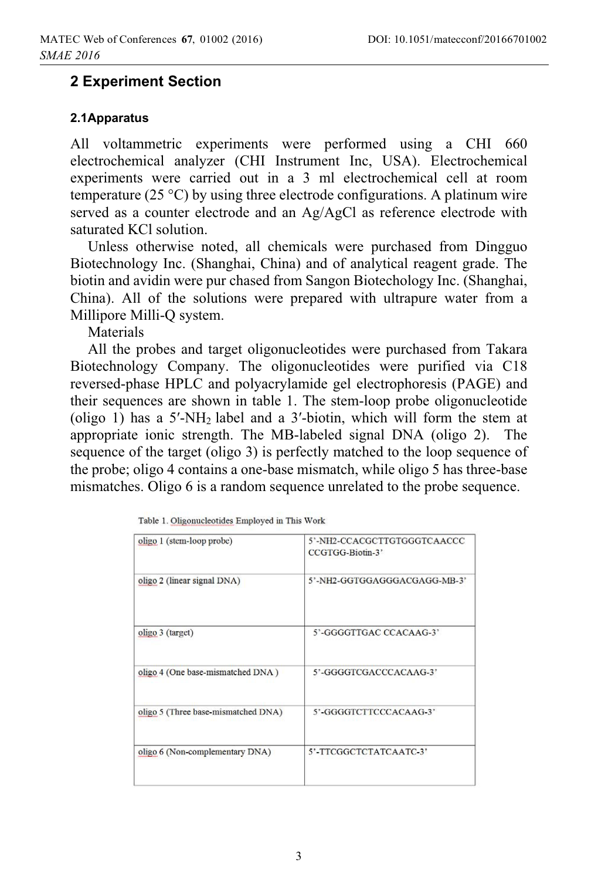## 2 Experiment Section

### 2.1Apparatus

All voltammetric experiments were performed using a CHI 660 electrochemical analyzer (CHI Instrument Inc, USA). Electrochemical experiments were carried out in a 3 ml electrochemical cell at room temperature (25 °C) by using three electrode configurations. A platinum wire served as a counter electrode and an Ag/AgCl as reference electrode with saturated KCl solution.

Unless otherwise noted, all chemicals were purchased from Dingguo Biotechnology Inc. (Shanghai, China) and of analytical reagent grade. The biotin and avidin were pur chased from Sangon Biotechology Inc. (Shanghai, China). All of the solutions were prepared with ultrapure water from a Millipore Milli-Q system.

Materials

All the probes and target oligonucleotides were purchased from Takara Biotechnology Company. The oligonucleotides were purified via C18 reversed-phase HPLC and polyacrylamide gel electrophoresis (PAGE) and their sequences are shown in table 1. The stem-loop probe oligonucleotide (oligo 1) has a 5′-$NH_2$ label and a 3′-biotin, which will form the stem at appropriate ionic strength. The MB-labeled signal DNA (oligo 2). The sequence of the target (oligo 3) is perfectly matched to the loop sequence of the probe; oligo 4 contains a one-base mismatch, while oligo 5 has three-base mismatches. Oligo 6 is a random sequence unrelated to the probe sequence.

Table 1. Oligonucleotides Employed in This Work

| | |
|---|---|
| oligo 1 (stem-loop probe) | 5'-NH2-CCACGCTTGTGGGTCAACCC CCGTGG-Biotin-3' |
| oligo 2 (linear signal DNA) | 5'-NH2-GGTGGAGGGACGAGG-MB-3' |
| oligo 3 (target) | 5'-GGGGTTGAC CCACAAG-3' |
| oligo 4 (One base-mismatched DNA ) | 5'-GGGGTCGACCCACAAG-3' |
| oligo 5 (Three base-mismatched DNA) | 5'-GGGGTCTTCCCACAAG-3' |
| oligo 6 (Non-complementary DNA) | 5'-TTCGGCTCTATCAATC-3' |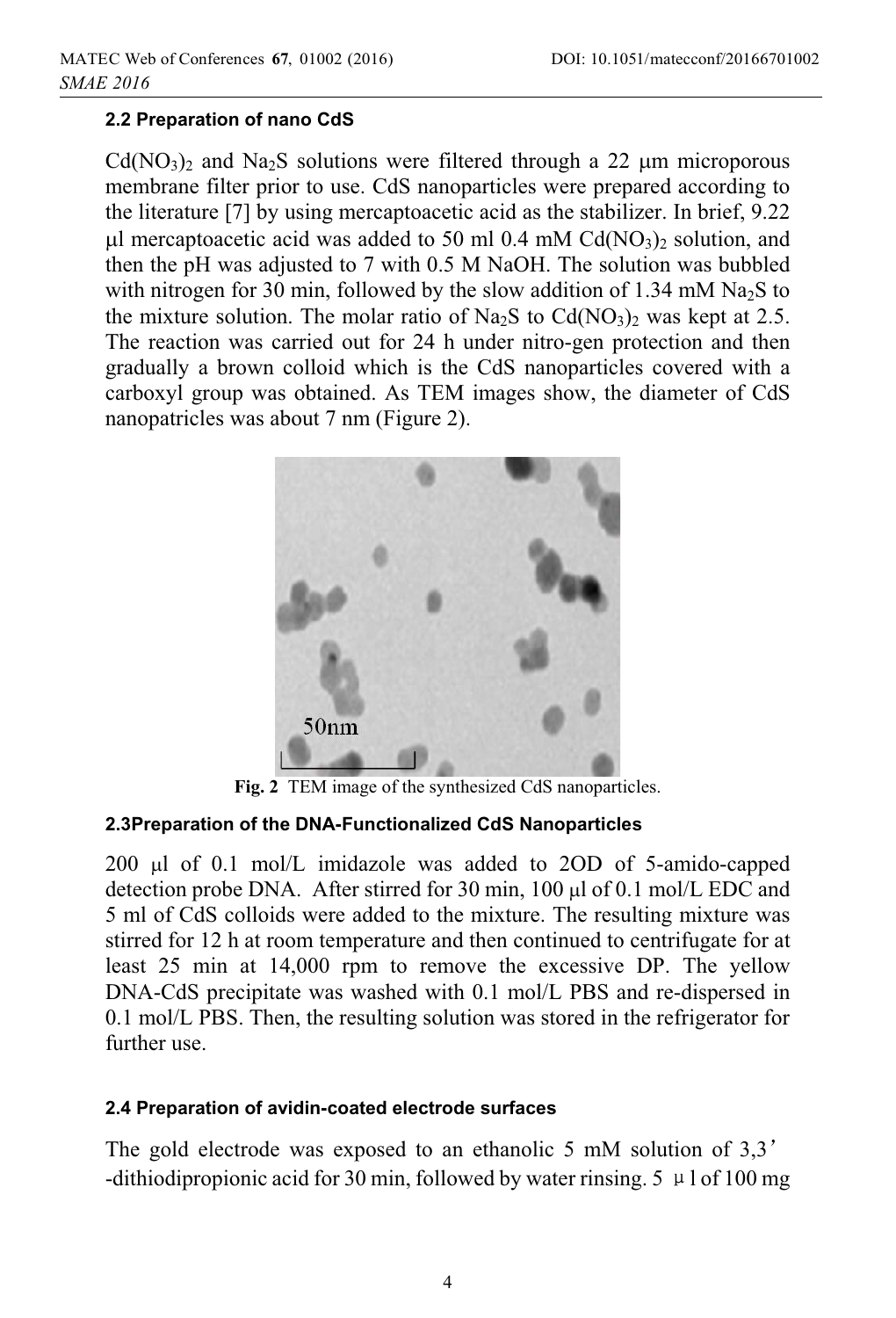### 2.2 Preparation of nano CdS

$Cd(NO_3)_2$ and $Na_2S$ solutions were filtered through a 22 μm microporous membrane filter prior to use. CdS nanoparticles were prepared according to the literature [7] by using mercaptoacetic acid as the stabilizer. In brief, 9.22 μl mercaptoacetic acid was added to 50 ml 0.4 mM $Cd(NO_3)_2$ solution, and then the pH was adjusted to 7 with 0.5 M NaOH. The solution was bubbled with nitrogen for 30 min, followed by the slow addition of 1.34 mM $Na_2S$ to the mixture solution. The molar ratio of $Na_2S$ to $Cd(NO_3)_2$ was kept at 2.5. The reaction was carried out for 24 h under nitro-gen protection and then gradually a brown colloid which is the CdS nanoparticles covered with a carboxyl group was obtained. As TEM images show, the diameter of CdS nanopatricles was about 7 nm (Figure 2).

**Fig. 2** TEM image of the synthesized CdS nanoparticles.

### 2.3Preparation of the DNA-Functionalized CdS Nanoparticles

200 μl of 0.1 mol/L imidazole was added to 2OD of 5-amido-capped detection probe DNA. After stirred for 30 min, 100 μl of 0.1 mol/L EDC and 5 ml of CdS colloids were added to the mixture. The resulting mixture was stirred for 12 h at room temperature and then continued to centrifugate for at least 25 min at 14,000 rpm to remove the excessive DP. The yellow DNA-CdS precipitate was washed with 0.1 mol/L PBS and re-dispersed in 0.1 mol/L PBS. Then, the resulting solution was stored in the refrigerator for further use.

### 2.4 Preparation of avidin-coated electrode surfaces

The gold electrode was exposed to an ethanolic 5 mM solution of 3,3'-dithiodipropionic acid for 30 min, followed by water rinsing. 5 μl of 100 mg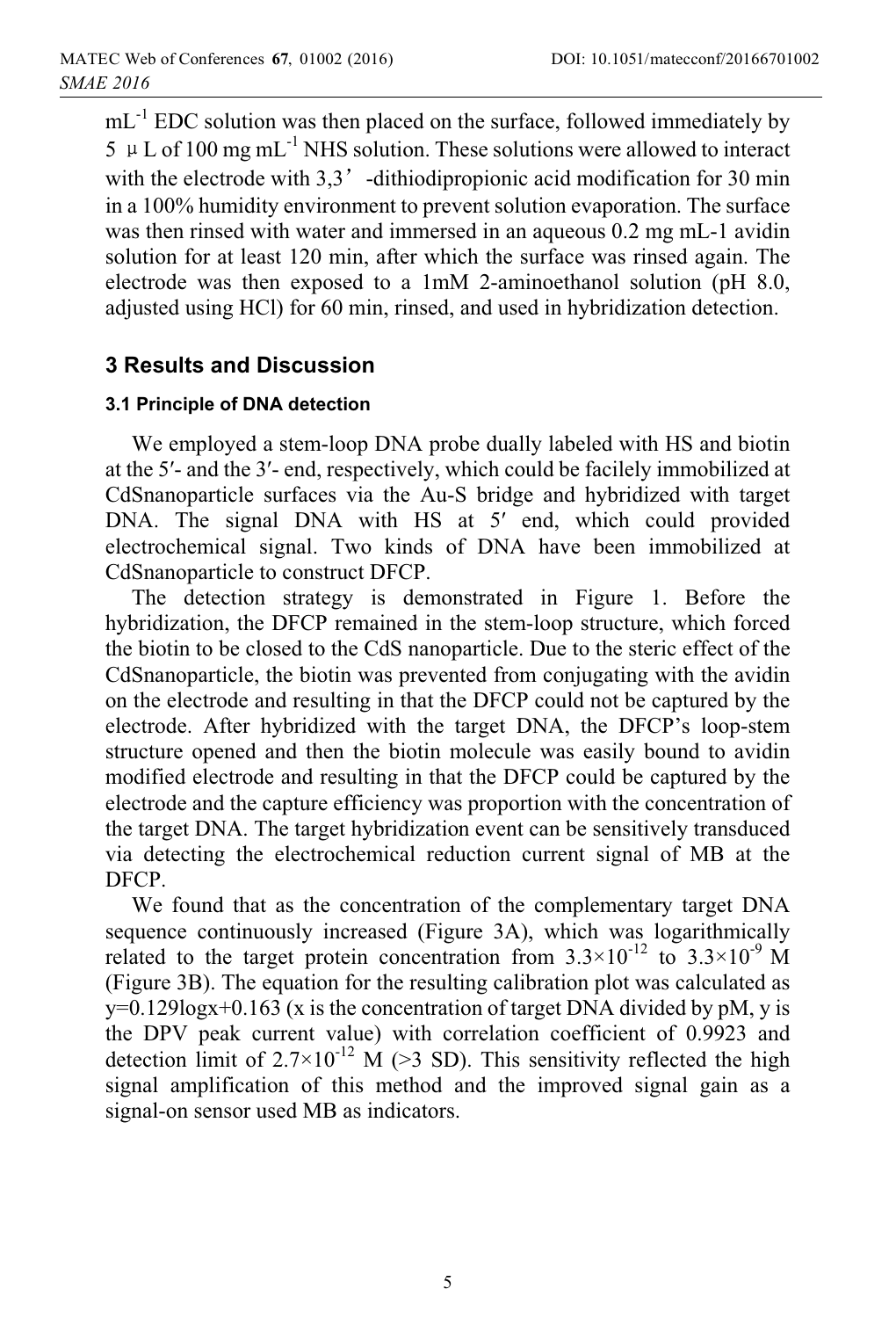$mL^{-1}$ EDC solution was then placed on the surface, followed immediately by 5 μL of 100 mg $mL^{-1}$ NHS solution. These solutions were allowed to interact with the electrode with 3,3'-dithiodipropionic acid modification for 30 min in a 100% humidity environment to prevent solution evaporation. The surface was then rinsed with water and immersed in an aqueous 0.2 mg mL-1 avidin solution for at least 120 min, after which the surface was rinsed again. The electrode was then exposed to a 1mM 2-aminoethanol solution (pH 8.0, adjusted using HCl) for 60 min, rinsed, and used in hybridization detection.

## 3 Results and Discussion

### 3.1 Principle of DNA detection

We employed a stem-loop DNA probe dually labeled with HS and biotin at the 5′- and the 3′- end, respectively, which could be facilely immobilized at CdSnanoparticle surfaces via the Au-S bridge and hybridized with target DNA. The signal DNA with HS at 5′ end, which could provided electrochemical signal. Two kinds of DNA have been immobilized at CdSnanoparticle to construct DFCP.

The detection strategy is demonstrated in Figure 1. Before the hybridization, the DFCP remained in the stem-loop structure, which forced the biotin to be closed to the CdS nanoparticle. Due to the steric effect of the CdSnanoparticle, the biotin was prevented from conjugating with the avidin on the electrode and resulting in that the DFCP could not be captured by the electrode. After hybridized with the target DNA, the DFCP's loop-stem structure opened and then the biotin molecule was easily bound to avidin modified electrode and resulting in that the DFCP could be captured by the electrode and the capture efficiency was proportion with the concentration of the target DNA. The target hybridization event can be sensitively transduced via detecting the electrochemical reduction current signal of MB at the DFCP.

We found that as the concentration of the complementary target DNA sequence continuously increased (Figure 3A), which was logarithmically related to the target protein concentration from $3.3\times10^{-12}$ to $3.3\times10^{-9}$ M (Figure 3B). The equation for the resulting calibration plot was calculated as $y=0.129\log x+0.163$ (x is the concentration of target DNA divided by pM, y is the DPV peak current value) with correlation coefficient of 0.9923 and detection limit of $2.7\times10^{-12}$ M (>3 SD). This sensitivity reflected the high signal amplification of this method and the improved signal gain as a signal-on sensor used MB as indicators.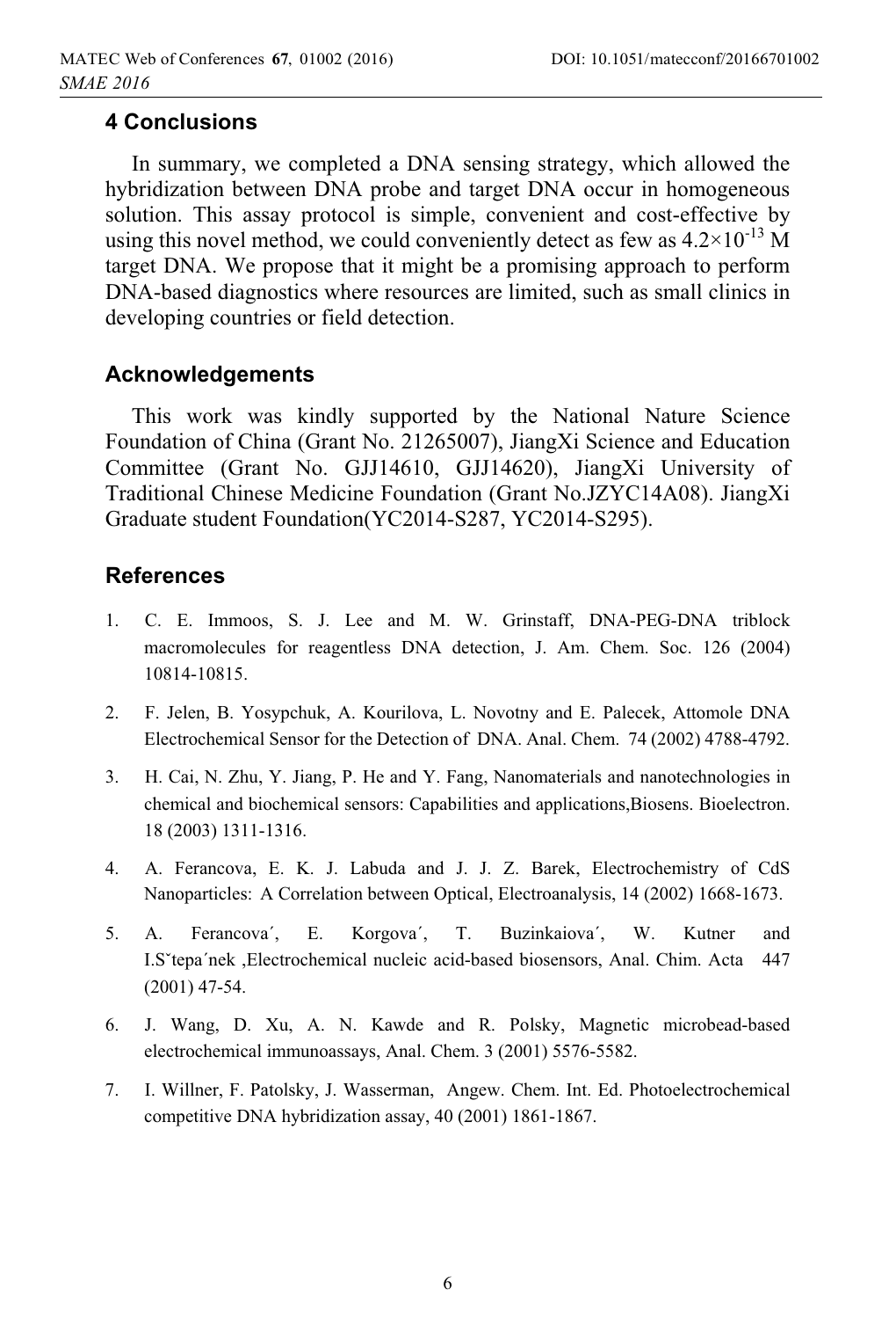## 4 Conclusions

In summary, we completed a DNA sensing strategy, which allowed the hybridization between DNA probe and target DNA occur in homogeneous solution. This assay protocol is simple, convenient and cost-effective by using this novel method, we could conveniently detect as few as $4.2\times10^{-13}$ M target DNA. We propose that it might be a promising approach to perform DNA-based diagnostics where resources are limited, such as small clinics in developing countries or field detection.

## Acknowledgements

This work was kindly supported by the National Nature Science Foundation of China (Grant No. 21265007), JiangXi Science and Education Committee (Grant No. GJJ14610, GJJ14620), JiangXi University of Traditional Chinese Medicine Foundation (Grant No.JZYC14A08). JiangXi Graduate student Foundation(YC2014-S287, YC2014-S295).

## References

1. C. E. Immoos, S. J. Lee and M. W. Grinstaff, DNA-PEG-DNA triblock macromolecules for reagentless DNA detection, J. Am. Chem. Soc. 126 (2004) 10814-10815.
2. F. Jelen, B. Yosypchuk, A. Kourilova, L. Novotny and E. Palecek, Attomole DNA Electrochemical Sensor for the Detection of DNA. Anal. Chem. 74 (2002) 4788-4792.
3. H. Cai, N. Zhu, Y. Jiang, P. He and Y. Fang, Nanomaterials and nanotechnologies in chemical and biochemical sensors: Capabilities and applications,Biosens. Bioelectron. 18 (2003) 1311-1316.
4. A. Ferancova, E. K. J. Labuda and J. J. Z. Barek, Electrochemistry of CdS Nanoparticles: A Correlation between Optical, Electroanalysis, 14 (2002) 1668-1673.
5. A. Ferancova´, E. Korgova´, T. Buzinkaiova´, W. Kutner and I.Sˇtepa´nek ,Electrochemical nucleic acid-based biosensors, Anal. Chim. Acta 447 (2001) 47-54.
6. J. Wang, D. Xu, A. N. Kawde and R. Polsky, Magnetic microbead-based electrochemical immunoassays, Anal. Chem. 3 (2001) 5576-5582.
7. I. Willner, F. Patolsky, J. Wasserman, Angew. Chem. Int. Ed. Photoelectrochemical competitive DNA hybridization assay, 40 (2001) 1861-1867.